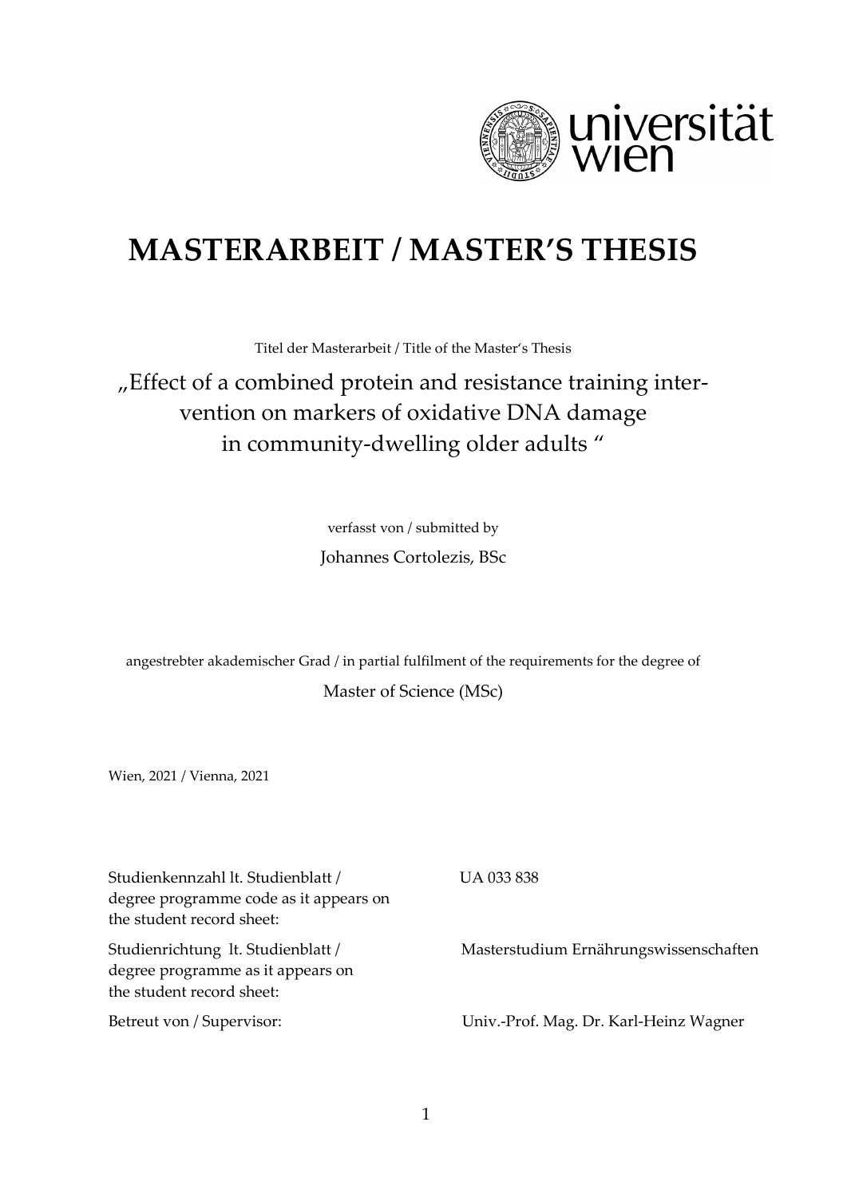# MASTERARBEIT / MASTER'S THESIS

Titel der Masterarbeit / Title of the Master's Thesis

„Effect of a combined protein and resistance training intervention on markers of oxidative DNA damage in community-dwelling older adults "

verfasst von / submitted by

Johannes Cortolezis, BSc

angestrebter akademischer Grad / in partial fulfilment of the requirements for the degree of

Master of Science (MSc)

Wien, 2021 / Vienna, 2021

| | |
|---|---|
| Studienkennzahl lt. Studienblatt / degree programme code as it appears on the student record sheet: | UA 033 838 |
| Studienrichtung lt. Studienblatt / degree programme as it appears on the student record sheet: | Masterstudium Ernährungswissenschaften |
| Betreut von / Supervisor: | Univ.-Prof. Mag. Dr. Karl-Heinz Wagner |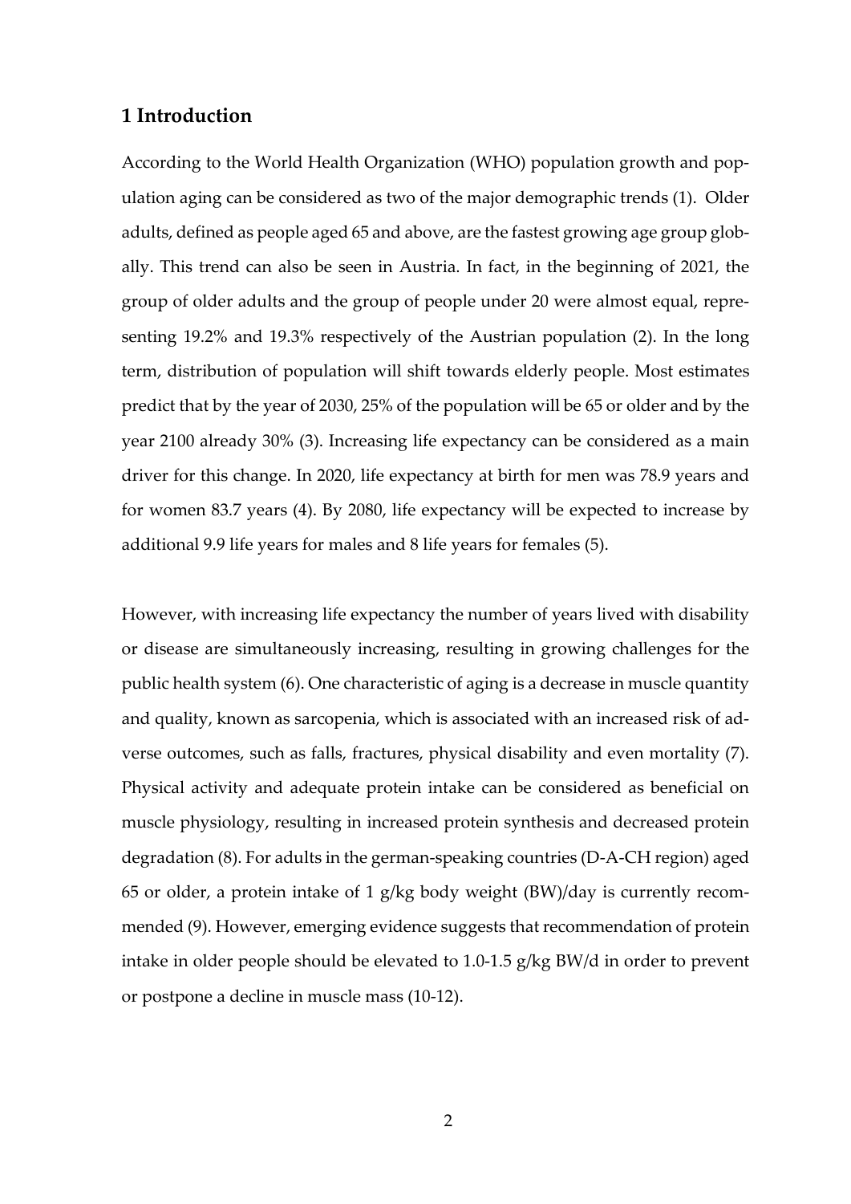## 1 Introduction

According to the World Health Organization (WHO) population growth and population aging can be considered as two of the major demographic trends (1). Older adults, defined as people aged 65 and above, are the fastest growing age group globally. This trend can also be seen in Austria. In fact, in the beginning of 2021, the group of older adults and the group of people under 20 were almost equal, representing 19.2% and 19.3% respectively of the Austrian population (2). In the long term, distribution of population will shift towards elderly people. Most estimates predict that by the year of 2030, 25% of the population will be 65 or older and by the year 2100 already 30% (3). Increasing life expectancy can be considered as a main driver for this change. In 2020, life expectancy at birth for men was 78.9 years and for women 83.7 years (4). By 2080, life expectancy will be expected to increase by additional 9.9 life years for males and 8 life years for females (5).

However, with increasing life expectancy the number of years lived with disability or disease are simultaneously increasing, resulting in growing challenges for the public health system (6). One characteristic of aging is a decrease in muscle quantity and quality, known as sarcopenia, which is associated with an increased risk of adverse outcomes, such as falls, fractures, physical disability and even mortality (7). Physical activity and adequate protein intake can be considered as beneficial on muscle physiology, resulting in increased protein synthesis and decreased protein degradation (8). For adults in the german-speaking countries (D-A-CH region) aged 65 or older, a protein intake of 1 g/kg body weight (BW)/day is currently recommended (9). However, emerging evidence suggests that recommendation of protein intake in older people should be elevated to 1.0-1.5 g/kg BW/d in order to prevent or postpone a decline in muscle mass (10-12).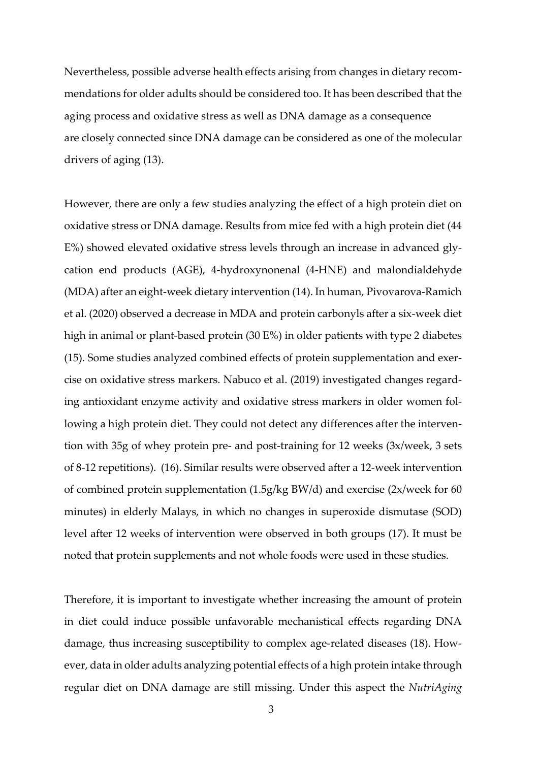Nevertheless, possible adverse health effects arising from changes in dietary recommendations for older adults should be considered too. It has been described that the aging process and oxidative stress as well as DNA damage as a consequence are closely connected since DNA damage can be considered as one of the molecular drivers of aging (13).

However, there are only a few studies analyzing the effect of a high protein diet on oxidative stress or DNA damage. Results from mice fed with a high protein diet (44 E%) showed elevated oxidative stress levels through an increase in advanced glycation end products (AGE), 4-hydroxynonenal (4-HNE) and malondialdehyde (MDA) after an eight-week dietary intervention (14). In human, Pivovarova-Ramich et al. (2020) observed a decrease in MDA and protein carbonyls after a six-week diet high in animal or plant-based protein (30 E%) in older patients with type 2 diabetes (15). Some studies analyzed combined effects of protein supplementation and exercise on oxidative stress markers. Nabuco et al. (2019) investigated changes regarding antioxidant enzyme activity and oxidative stress markers in older women following a high protein diet. They could not detect any differences after the intervention with 35g of whey protein pre- and post-training for 12 weeks (3x/week, 3 sets of 8-12 repetitions). (16). Similar results were observed after a 12-week intervention of combined protein supplementation (1.5g/kg BW/d) and exercise (2x/week for 60 minutes) in elderly Malays, in which no changes in superoxide dismutase (SOD) level after 12 weeks of intervention were observed in both groups (17). It must be noted that protein supplements and not whole foods were used in these studies.

Therefore, it is important to investigate whether increasing the amount of protein in diet could induce possible unfavorable mechanistical effects regarding DNA damage, thus increasing susceptibility to complex age-related diseases (18). However, data in older adults analyzing potential effects of a high protein intake through regular diet on DNA damage are still missing. Under this aspect the *NutriAging*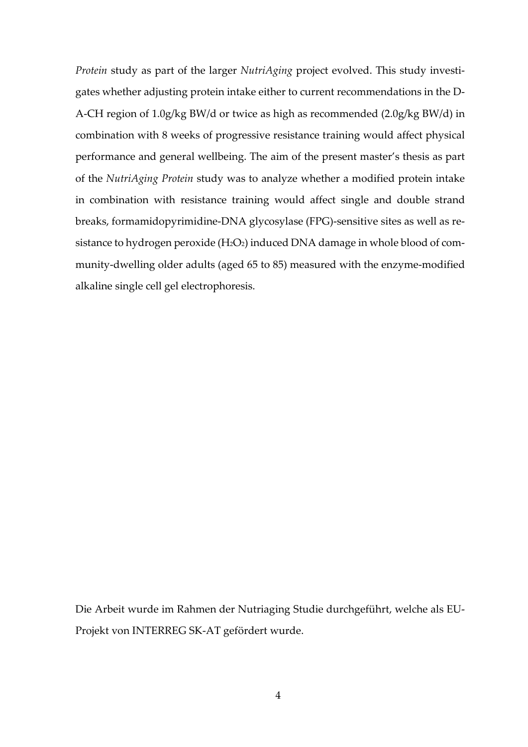*Protein* study as part of the larger *NutriAging* project evolved. This study investigates whether adjusting protein intake either to current recommendations in the D-A-CH region of 1.0g/kg BW/d or twice as high as recommended (2.0g/kg BW/d) in combination with 8 weeks of progressive resistance training would affect physical performance and general wellbeing. The aim of the present master's thesis as part of the *NutriAging Protein* study was to analyze whether a modified protein intake in combination with resistance training would affect single and double strand breaks, formamidopyrimidine-DNA glycosylase (FPG)-sensitive sites as well as resistance to hydrogen peroxide ($H_2O_2$) induced DNA damage in whole blood of community-dwelling older adults (aged 65 to 85) measured with the enzyme-modified alkaline single cell gel electrophoresis.

Die Arbeit wurde im Rahmen der Nutriaging Studie durchgeführt, welche als EU-Projekt von INTERREG SK-AT gefördert wurde.